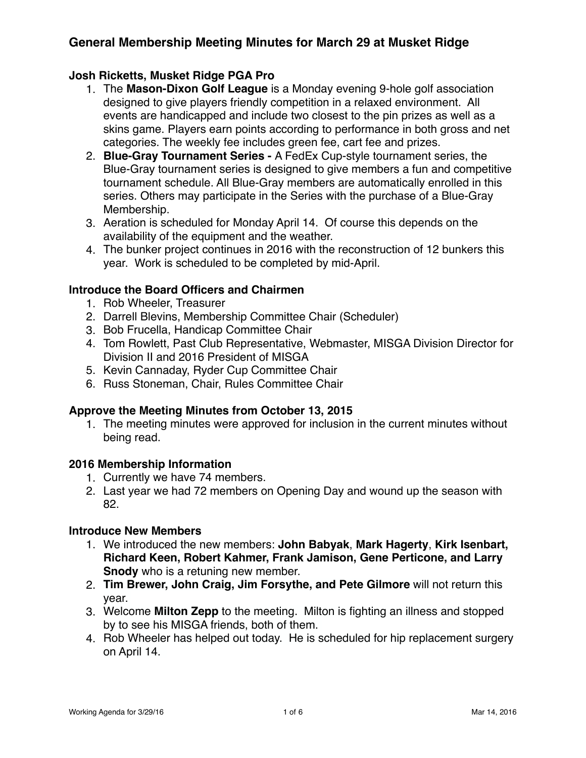# General Membership Meeting Minutes for March 29 at Musket Ridge

### Josh Ricketts, Musket Ridge PGA Pro

1. The **Mason-Dixon Golf League** is a Monday evening 9-hole golf association designed to give players friendly competition in a relaxed environment. All events are handicapped and include two closest to the pin prizes as well as a skins game. Players earn points according to performance in both gross and net categories. The weekly fee includes green fee, cart fee and prizes.
2. **Blue-Gray Tournament Series -** A FedEx Cup-style tournament series, the Blue-Gray tournament series is designed to give members a fun and competitive tournament schedule. All Blue-Gray members are automatically enrolled in this series. Others may participate in the Series with the purchase of a Blue-Gray Membership.
3. Aeration is scheduled for Monday April 14. Of course this depends on the availability of the equipment and the weather.
4. The bunker project continues in 2016 with the reconstruction of 12 bunkers this year. Work is scheduled to be completed by mid-April.

### Introduce the Board Officers and Chairmen

1. Rob Wheeler, Treasurer
2. Darrell Blevins, Membership Committee Chair (Scheduler)
3. Bob Frucella, Handicap Committee Chair
4. Tom Rowlett, Past Club Representative, Webmaster, MISGA Division Director for Division II and 2016 President of MISGA
5. Kevin Cannaday, Ryder Cup Committee Chair
6. Russ Stoneman, Chair, Rules Committee Chair

### Approve the Meeting Minutes from October 13, 2015

1. The meeting minutes were approved for inclusion in the current minutes without being read.

### 2016 Membership Information

1. Currently we have 74 members.
2. Last year we had 72 members on Opening Day and wound up the season with 82.

### Introduce New Members

1. We introduced the new members: **John Babyak**, **Mark Hagerty**, **Kirk Isenbart, Richard Keen, Robert Kahmer, Frank Jamison, Gene Perticone, and Larry Snody** who is a retuning new member.
2. **Tim Brewer, John Craig, Jim Forsythe, and Pete Gilmore** will not return this year.
3. Welcome **Milton Zepp** to the meeting. Milton is fighting an illness and stopped by to see his MISGA friends, both of them.
4. Rob Wheeler has helped out today. He is scheduled for hip replacement surgery on April 14.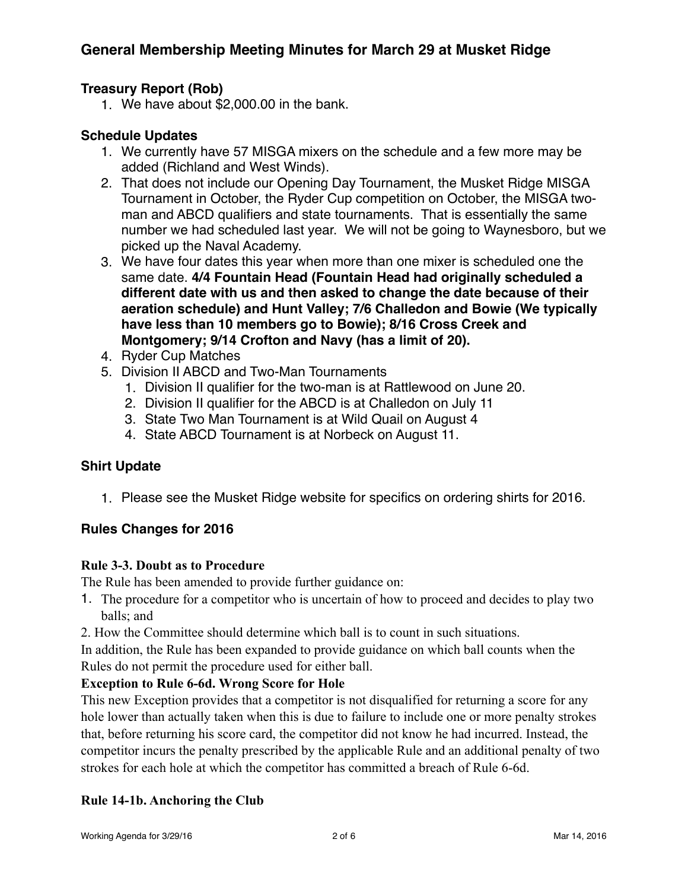## General Membership Meeting Minutes for March 29 at Musket Ridge

### Treasury Report (Rob)

1. We have about $2,000.00 in the bank.

### Schedule Updates

1. We currently have 57 MISGA mixers on the schedule and a few more may be added (Richland and West Winds).
2. That does not include our Opening Day Tournament, the Musket Ridge MISGA Tournament in October, the Ryder Cup competition on October, the MISGA two-man and ABCD qualifiers and state tournaments. That is essentially the same number we had scheduled last year. We will not be going to Waynesboro, but we picked up the Naval Academy.
3. We have four dates this year when more than one mixer is scheduled one the same date. **4/4 Fountain Head (Fountain Head had originally scheduled a different date with us and then asked to change the date because of their aeration schedule) and Hunt Valley; 7/6 Challedon and Bowie (We typically have less than 10 members go to Bowie); 8/16 Cross Creek and Montgomery; 9/14 Crofton and Navy (has a limit of 20).**
4. Ryder Cup Matches
5. Division II ABCD and Two-Man Tournaments
   1. Division II qualifier for the two-man is at Rattlewood on June 20.
   2. Division II qualifier for the ABCD is at Challedon on July 11
   3. State Two Man Tournament is at Wild Quail on August 4
   4. State ABCD Tournament is at Norbeck on August 11.

### Shirt Update

1. Please see the Musket Ridge website for specifics on ordering shirts for 2016.

### Rules Changes for 2016

**Rule 3-3. Doubt as to Procedure**

The Rule has been amended to provide further guidance on:

1. The procedure for a competitor who is uncertain of how to proceed and decides to play two balls; and
2. How the Committee should determine which ball is to count in such situations.

In addition, the Rule has been expanded to provide guidance on which ball counts when the Rules do not permit the procedure used for either ball.

**Exception to Rule 6-6d. Wrong Score for Hole**

This new Exception provides that a competitor is not disqualified for returning a score for any hole lower than actually taken when this is due to failure to include one or more penalty strokes that, before returning his score card, the competitor did not know he had incurred. Instead, the competitor incurs the penalty prescribed by the applicable Rule and an additional penalty of two strokes for each hole at which the competitor has committed a breach of Rule 6-6d.

**Rule 14-1b. Anchoring the Club**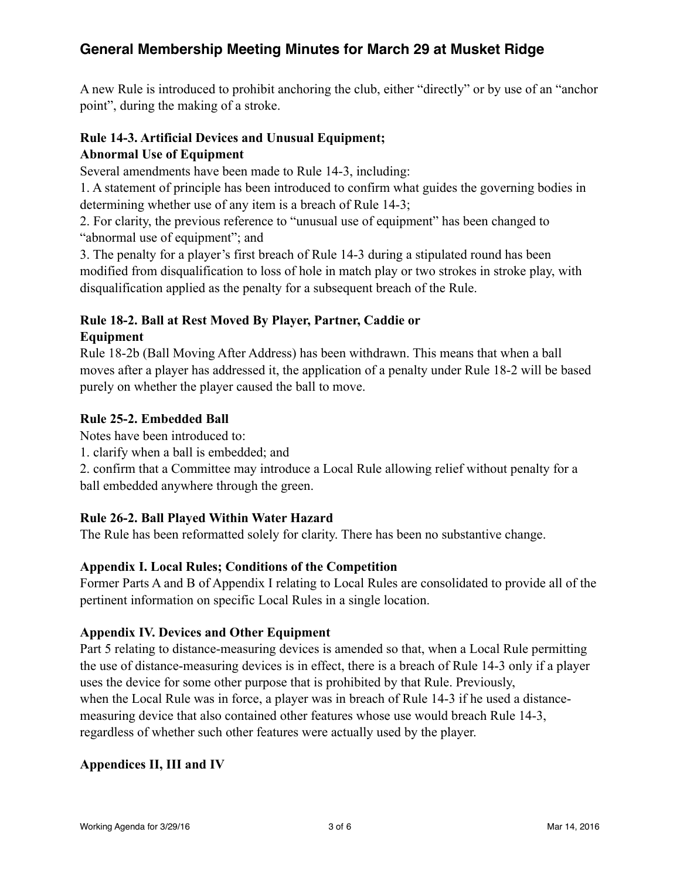## General Membership Meeting Minutes for March 29 at Musket Ridge

A new Rule is introduced to prohibit anchoring the club, either "directly" or by use of an "anchor point", during the making of a stroke.

**Rule 14-3. Artificial Devices and Unusual Equipment; Abnormal Use of Equipment**

Several amendments have been made to Rule 14-3, including:

1. A statement of principle has been introduced to confirm what guides the governing bodies in determining whether use of any item is a breach of Rule 14-3;
2. For clarity, the previous reference to "unusual use of equipment" has been changed to "abnormal use of equipment"; and
3. The penalty for a player's first breach of Rule 14-3 during a stipulated round has been modified from disqualification to loss of hole in match play or two strokes in stroke play, with disqualification applied as the penalty for a subsequent breach of the Rule.

**Rule 18-2. Ball at Rest Moved By Player, Partner, Caddie or Equipment**

Rule 18-2b (Ball Moving After Address) has been withdrawn. This means that when a ball moves after a player has addressed it, the application of a penalty under Rule 18-2 will be based purely on whether the player caused the ball to move.

**Rule 25-2. Embedded Ball**

Notes have been introduced to:

1. clarify when a ball is embedded; and
2. confirm that a Committee may introduce a Local Rule allowing relief without penalty for a ball embedded anywhere through the green.

**Rule 26-2. Ball Played Within Water Hazard**

The Rule has been reformatted solely for clarity. There has been no substantive change.

**Appendix I. Local Rules; Conditions of the Competition**

Former Parts A and B of Appendix I relating to Local Rules are consolidated to provide all of the pertinent information on specific Local Rules in a single location.

**Appendix IV. Devices and Other Equipment**

Part 5 relating to distance-measuring devices is amended so that, when a Local Rule permitting the use of distance-measuring devices is in effect, there is a breach of Rule 14-3 only if a player uses the device for some other purpose that is prohibited by that Rule. Previously, when the Local Rule was in force, a player was in breach of Rule 14-3 if he used a distance-measuring device that also contained other features whose use would breach Rule 14-3, regardless of whether such other features were actually used by the player.

**Appendices II, III and IV**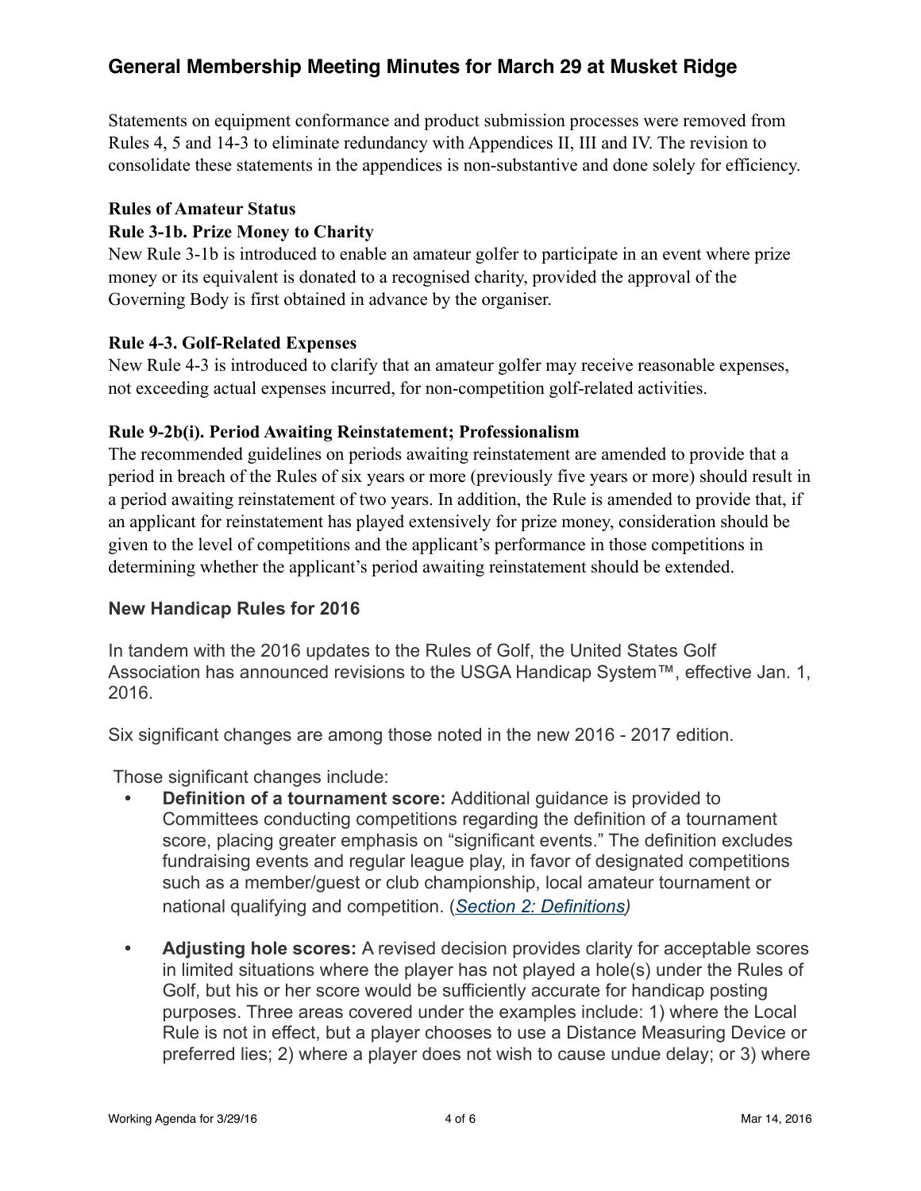## General Membership Meeting Minutes for March 29 at Musket Ridge

Statements on equipment conformance and product submission processes were removed from Rules 4, 5 and 14-3 to eliminate redundancy with Appendices II, III and IV. The revision to consolidate these statements in the appendices is non-substantive and done solely for efficiency.

**Rules of Amateur Status**

**Rule 3-1b. Prize Money to Charity**

New Rule 3-1b is introduced to enable an amateur golfer to participate in an event where prize money or its equivalent is donated to a recognised charity, provided the approval of the Governing Body is first obtained in advance by the organiser.

**Rule 4-3. Golf-Related Expenses**

New Rule 4-3 is introduced to clarify that an amateur golfer may receive reasonable expenses, not exceeding actual expenses incurred, for non-competition golf-related activities.

**Rule 9-2b(i). Period Awaiting Reinstatement; Professionalism**

The recommended guidelines on periods awaiting reinstatement are amended to provide that a period in breach of the Rules of six years or more (previously five years or more) should result in a period awaiting reinstatement of two years. In addition, the Rule is amended to provide that, if an applicant for reinstatement has played extensively for prize money, consideration should be given to the level of competitions and the applicant's performance in those competitions in determining whether the applicant's period awaiting reinstatement should be extended.

### New Handicap Rules for 2016

In tandem with the 2016 updates to the Rules of Golf, the United States Golf Association has announced revisions to the USGA Handicap System™, effective Jan. 1, 2016.

Six significant changes are among those noted in the new 2016 - 2017 edition.

Those significant changes include:

- **Definition of a tournament score:** Additional guidance is provided to Committees conducting competitions regarding the definition of a tournament score, placing greater emphasis on "significant events." The definition excludes fundraising events and regular league play, in favor of designated competitions such as a member/guest or club championship, local amateur tournament or national qualifying and competition. (*Section 2: Definitions*)

- **Adjusting hole scores:** A revised decision provides clarity for acceptable scores in limited situations where the player has not played a hole(s) under the Rules of Golf, but his or her score would be sufficiently accurate for handicap posting purposes. Three areas covered under the examples include: 1) where the Local Rule is not in effect, but a player chooses to use a Distance Measuring Device or preferred lies; 2) where a player does not wish to cause undue delay; or 3) where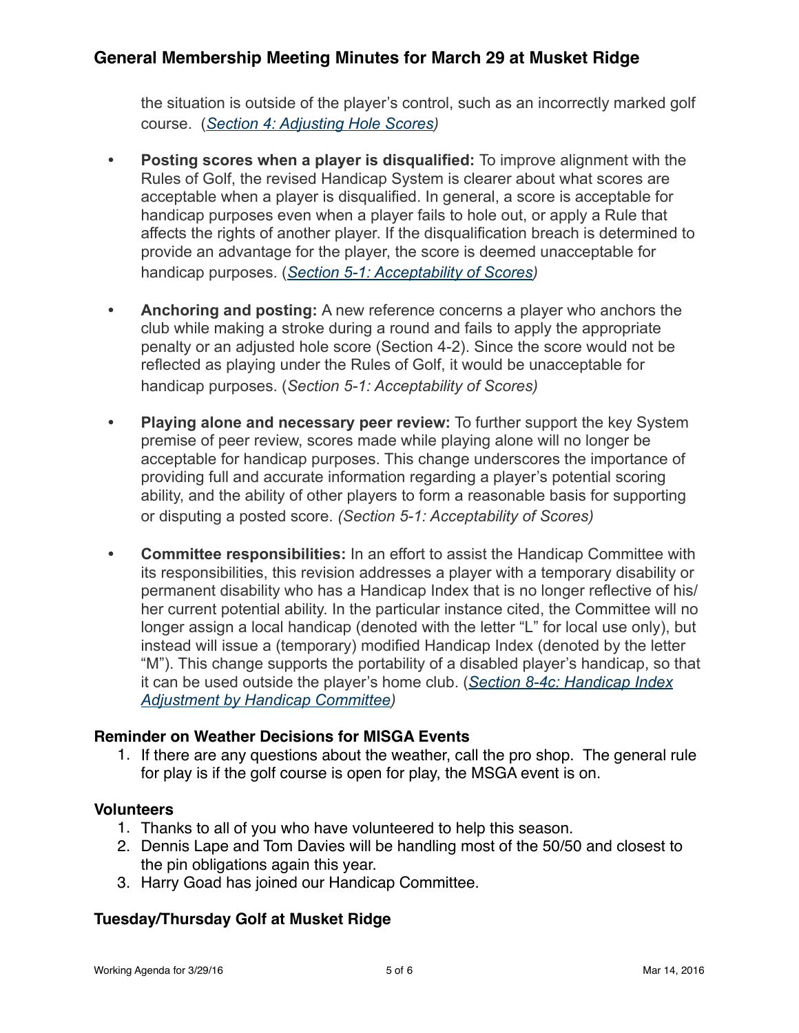the situation is outside of the player's control, such as an incorrectly marked golf course. (*Section 4: Adjusting Hole Scores*)

- **Posting scores when a player is disqualified:** To improve alignment with the Rules of Golf, the revised Handicap System is clearer about what scores are acceptable when a player is disqualified. In general, a score is acceptable for handicap purposes even when a player fails to hole out, or apply a Rule that affects the rights of another player. If the disqualification breach is determined to provide an advantage for the player, the score is deemed unacceptable for handicap purposes. (*Section 5-1: Acceptability of Scores*)

- **Anchoring and posting:** A new reference concerns a player who anchors the club while making a stroke during a round and fails to apply the appropriate penalty or an adjusted hole score (Section 4-2). Since the score would not be reflected as playing under the Rules of Golf, it would be unacceptable for handicap purposes. (*Section 5-1: Acceptability of Scores)*

- **Playing alone and necessary peer review:** To further support the key System premise of peer review, scores made while playing alone will no longer be acceptable for handicap purposes. This change underscores the importance of providing full and accurate information regarding a player's potential scoring ability, and the ability of other players to form a reasonable basis for supporting or disputing a posted score. *(Section 5-1: Acceptability of Scores)*

- **Committee responsibilities:** In an effort to assist the Handicap Committee with its responsibilities, this revision addresses a player with a temporary disability or permanent disability who has a Handicap Index that is no longer reflective of his/her current potential ability. In the particular instance cited, the Committee will no longer assign a local handicap (denoted with the letter "L" for local use only), but instead will issue a (temporary) modified Handicap Index (denoted by the letter "M"). This change supports the portability of a disabled player's handicap, so that it can be used outside the player's home club. (*Section 8-4c: Handicap Index Adjustment by Handicap Committee*)

### Reminder on Weather Decisions for MISGA Events

1. If there are any questions about the weather, call the pro shop. The general rule for play is if the golf course is open for play, the MSGA event is on.

### Volunteers

1. Thanks to all of you who have volunteered to help this season.
2. Dennis Lape and Tom Davies will be handling most of the 50/50 and closest to the pin obligations again this year.
3. Harry Goad has joined our Handicap Committee.

### Tuesday/Thursday Golf at Musket Ridge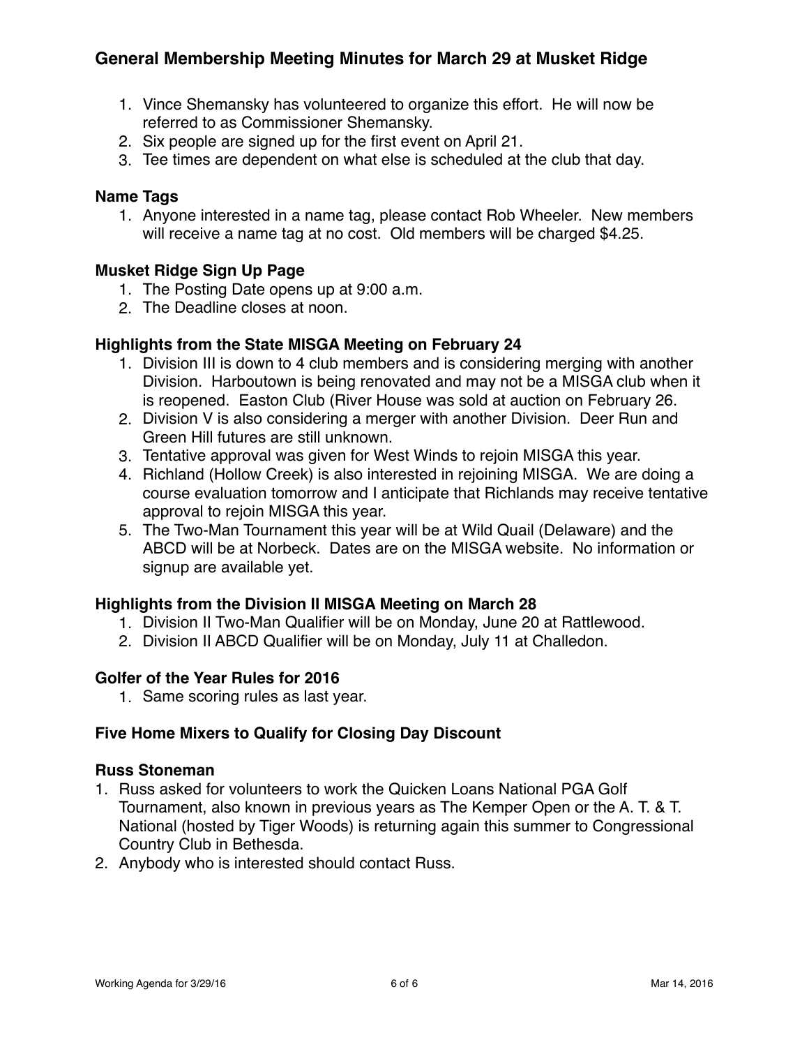## General Membership Meeting Minutes for March 29 at Musket Ridge

1. Vince Shemansky has volunteered to organize this effort. He will now be referred to as Commissioner Shemansky.
2. Six people are signed up for the first event on April 21.
3. Tee times are dependent on what else is scheduled at the club that day.

### Name Tags

1. Anyone interested in a name tag, please contact Rob Wheeler. New members will receive a name tag at no cost. Old members will be charged $4.25.

### Musket Ridge Sign Up Page

1. The Posting Date opens up at 9:00 a.m.
2. The Deadline closes at noon.

### Highlights from the State MISGA Meeting on February 24

1. Division III is down to 4 club members and is considering merging with another Division. Harboutown is being renovated and may not be a MISGA club when it is reopened. Easton Club (River House was sold at auction on February 26.
2. Division V is also considering a merger with another Division. Deer Run and Green Hill futures are still unknown.
3. Tentative approval was given for West Winds to rejoin MISGA this year.
4. Richland (Hollow Creek) is also interested in rejoining MISGA. We are doing a course evaluation tomorrow and I anticipate that Richlands may receive tentative approval to rejoin MISGA this year.
5. The Two-Man Tournament this year will be at Wild Quail (Delaware) and the ABCD will be at Norbeck. Dates are on the MISGA website. No information or signup are available yet.

### Highlights from the Division II MISGA Meeting on March 28

1. Division II Two-Man Qualifier will be on Monday, June 20 at Rattlewood.
2. Division II ABCD Qualifier will be on Monday, July 11 at Challedon.

### Golfer of the Year Rules for 2016

1. Same scoring rules as last year.

### Five Home Mixers to Qualify for Closing Day Discount

### Russ Stoneman

1. Russ asked for volunteers to work the Quicken Loans National PGA Golf Tournament, also known in previous years as The Kemper Open or the A. T. & T. National (hosted by Tiger Woods) is returning again this summer to Congressional Country Club in Bethesda.
2. Anybody who is interested should contact Russ.